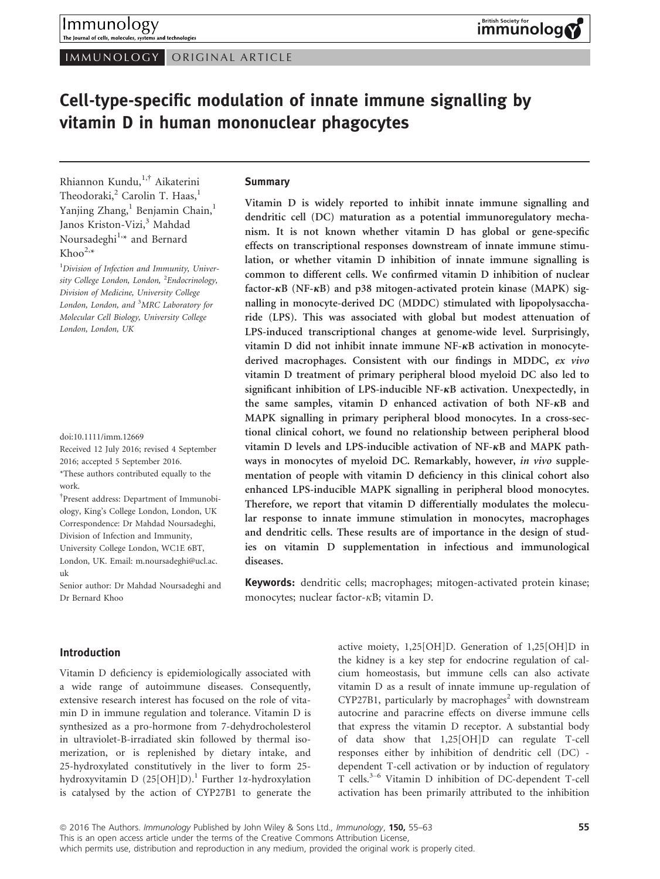IMMUNOLOGY ORIGINAL ARTICLE

# Cell-type-specific modulation of innate immune signalling by vitamin D in human mononuclear phagocytes

Rhiannon Kundu,[1,†] Aikaterini Theodoraki,[2] Carolin T. Haas,[1] Yanjing Zhang,[1] Benjamin Chain,[1] Janos Kriston-Vizi,[3] Mahdad Noursadeghi[1,*] and Bernard Khoo[2,*]

[1]Division of Infection and Immunity, University College London, London, [2]Endocrinology, Division of Medicine, University College London, London, and [3]MRC Laboratory for Molecular Cell Biology, University College London, London, UK

doi:10.1111/imm.12669

Received 12 July 2016; revised 4 September 2016; accepted 5 September 2016.

*These authors contributed equally to the work.

†Present address: Department of Immunobiology, King's College London, London, UK

Correspondence: Dr Mahdad Noursadeghi, Division of Infection and Immunity, University College London, WC1E 6BT, London, UK. Email: m.noursadeghi@ucl.ac.uk

Senior author: Dr Mahdad Noursadeghi and Dr Bernard Khoo

## Summary

Vitamin D is widely reported to inhibit innate immune signalling and dendritic cell (DC) maturation as a potential immunoregulatory mechanism. It is not known whether vitamin D has global or gene-specific effects on transcriptional responses downstream of innate immune stimulation, or whether vitamin D inhibition of innate immune signalling is common to different cells. We confirmed vitamin D inhibition of nuclear factor-κB (NF-κB) and p38 mitogen-activated protein kinase (MAPK) signalling in monocyte-derived DC (MDDC) stimulated with lipopolysaccharide (LPS). This was associated with global but modest attenuation of LPS-induced transcriptional changes at genome-wide level. Surprisingly, vitamin D did not inhibit innate immune NF-κB activation in monocyte-derived macrophages. Consistent with our findings in MDDC, *ex vivo* vitamin D treatment of primary peripheral blood myeloid DC also led to significant inhibition of LPS-inducible NF-κB activation. Unexpectedly, in the same samples, vitamin D enhanced activation of both NF-κB and MAPK signalling in primary peripheral blood monocytes. In a cross-sectional clinical cohort, we found no relationship between peripheral blood vitamin D levels and LPS-inducible activation of NF-κB and MAPK pathways in monocytes of myeloid DC. Remarkably, however, *in vivo* supplementation of people with vitamin D deficiency in this clinical cohort also enhanced LPS-inducible MAPK signalling in peripheral blood monocytes. Therefore, we report that vitamin D differentially modulates the molecular response to innate immune stimulation in monocytes, macrophages and dendritic cells. These results are of importance in the design of studies on vitamin D supplementation in infectious and immunological diseases.

**Keywords:** dendritic cells; macrophages; mitogen-activated protein kinase; monocytes; nuclear factor-κB; vitamin D.

## Introduction

Vitamin D deficiency is epidemiologically associated with a wide range of autoimmune diseases. Consequently, extensive research interest has focused on the role of vitamin D in immune regulation and tolerance. Vitamin D is synthesized as a pro-hormone from 7-dehydrocholesterol in ultraviolet-B-irradiated skin followed by thermal isomerization, or is replenished by dietary intake, and 25-hydroxylated constitutively in the liver to form 25-hydroxyvitamin D (25[OH]D).[1] Further 1α-hydroxylation is catalysed by the action of CYP27B1 to generate the active moiety, 1,25[OH]D. Generation of 1,25[OH]D in the kidney is a key step for endocrine regulation of calcium homeostasis, but immune cells can also activate vitamin D as a result of innate immune up-regulation of CYP27B1, particularly by macrophages[2] with downstream autocrine and paracrine effects on diverse immune cells that express the vitamin D receptor. A substantial body of data show that 1,25[OH]D can regulate T-cell responses either by inhibition of dendritic cell (DC) -dependent T-cell activation or by induction of regulatory T cells.[3–6] Vitamin D inhibition of DC-dependent T-cell activation has been primarily attributed to the inhibition

© 2016 The Authors. *Immunology* Published by John Wiley & Sons Ltd., *Immunology*, **150**, 55–63
This is an open access article under the terms of the Creative Commons Attribution License, which permits use, distribution and reproduction in any medium, provided the original work is properly cited.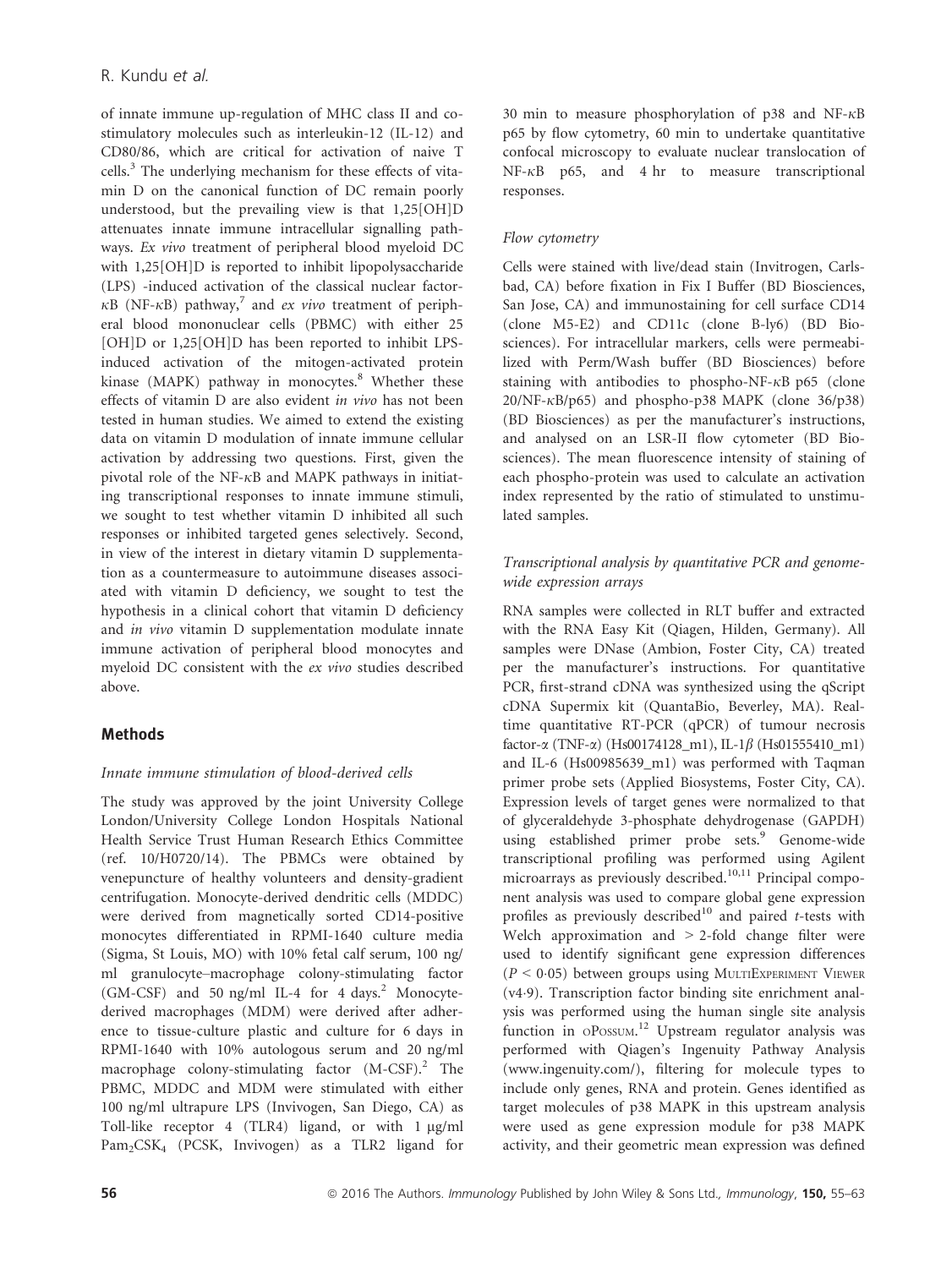of innate immune up-regulation of MHC class II and co-stimulatory molecules such as interleukin-12 (IL-12) and CD80/86, which are critical for activation of naive T cells.[3] The underlying mechanism for these effects of vitamin D on the canonical function of DC remain poorly understood, but the prevailing view is that 1,25[OH]D attenuates innate immune intracellular signalling pathways. *Ex vivo* treatment of peripheral blood myeloid DC with 1,25[OH]D is reported to inhibit lipopolysaccharide (LPS) -induced activation of the classical nuclear factor-κB (NF-κB) pathway,[7] and *ex vivo* treatment of peripheral blood mononuclear cells (PBMC) with either 25 [OH]D or 1,25[OH]D has been reported to inhibit LPS-induced activation of the mitogen-activated protein kinase (MAPK) pathway in monocytes.[8] Whether these effects of vitamin D are also evident *in vivo* has not been tested in human studies. We aimed to extend the existing data on vitamin D modulation of innate immune cellular activation by addressing two questions. First, given the pivotal role of the NF-κB and MAPK pathways in initiating transcriptional responses to innate immune stimuli, we sought to test whether vitamin D inhibited all such responses or inhibited targeted genes selectively. Second, in view of the interest in dietary vitamin D supplementation as a countermeasure to autoimmune diseases associated with vitamin D deficiency, we sought to test the hypothesis in a clinical cohort that vitamin D deficiency and *in vivo* vitamin D supplementation modulate innate immune activation of peripheral blood monocytes and myeloid DC consistent with the *ex vivo* studies described above.

## Methods

### *Innate immune stimulation of blood-derived cells*

The study was approved by the joint University College London/University College London Hospitals National Health Service Trust Human Research Ethics Committee (ref. 10/H0720/14). The PBMCs were obtained by venepuncture of healthy volunteers and density-gradient centrifugation. Monocyte-derived dendritic cells (MDDC) were derived from magnetically sorted CD14-positive monocytes differentiated in RPMI-1640 culture media (Sigma, St Louis, MO) with 10% fetal calf serum, 100 ng/ml granulocyte–macrophage colony-stimulating factor (GM-CSF) and 50 ng/ml IL-4 for 4 days.[2] Monocyte-derived macrophages (MDM) were derived after adherence to tissue-culture plastic and culture for 6 days in RPMI-1640 with 10% autologous serum and 20 ng/ml macrophage colony-stimulating factor (M-CSF).[2] The PBMC, MDDC and MDM were stimulated with either 100 ng/ml ultrapure LPS (Invivogen, San Diego, CA) as Toll-like receptor 4 (TLR4) ligand, or with 1 μg/ml $Pam_2CSK_4$ (PCSK, Invivogen) as a TLR2 ligand for 30 min to measure phosphorylation of p38 and NF-κB p65 by flow cytometry, 60 min to undertake quantitative confocal microscopy to evaluate nuclear translocation of NF-κB p65, and 4 hr to measure transcriptional responses.

### *Flow cytometry*

Cells were stained with live/dead stain (Invitrogen, Carlsbad, CA) before fixation in Fix I Buffer (BD Biosciences, San Jose, CA) and immunostaining for cell surface CD14 (clone M5-E2) and CD11c (clone B-ly6) (BD Biosciences). For intracellular markers, cells were permeabilized with Perm/Wash buffer (BD Biosciences) before staining with antibodies to phospho-NF-κB p65 (clone 20/NF-κB/p65) and phospho-p38 MAPK (clone 36/p38) (BD Biosciences) as per the manufacturer's instructions, and analysed on an LSR-II flow cytometer (BD Biosciences). The mean fluorescence intensity of staining of each phospho-protein was used to calculate an activation index represented by the ratio of stimulated to unstimulated samples.

### *Transcriptional analysis by quantitative PCR and genome-wide expression arrays*

RNA samples were collected in RLT buffer and extracted with the RNA Easy Kit (Qiagen, Hilden, Germany). All samples were DNase (Ambion, Foster City, CA) treated per the manufacturer's instructions. For quantitative PCR, first-strand cDNA was synthesized using the qScript cDNA Supermix kit (QuantaBio, Beverley, MA). Real-time quantitative RT-PCR (qPCR) of tumour necrosis factor-α (TNF-α) (Hs00174128_m1), IL-1β (Hs01555410_m1) and IL-6 (Hs00985639_m1) was performed with Taqman primer probe sets (Applied Biosystems, Foster City, CA). Expression levels of target genes were normalized to that of glyceraldehyde 3-phosphate dehydrogenase (GAPDH) using established primer probe sets.[9] Genome-wide transcriptional profiling was performed using Agilent microarrays as previously described.[10,11] Principal component analysis was used to compare global gene expression profiles as previously described[10] and paired *t*-tests with Welch approximation and > 2-fold change filter were used to identify significant gene expression differences ($P < 0.05$) between groups using MultiExperiment Viewer (v4·9). Transcription factor binding site enrichment analysis was performed using the human single site analysis function in oPossum.[12] Upstream regulator analysis was performed with Qiagen's Ingenuity Pathway Analysis (www.ingenuity.com/), filtering for molecule types to include only genes, RNA and protein. Genes identified as target molecules of p38 MAPK in this upstream analysis were used as gene expression module for p38 MAPK activity, and their geometric mean expression was defined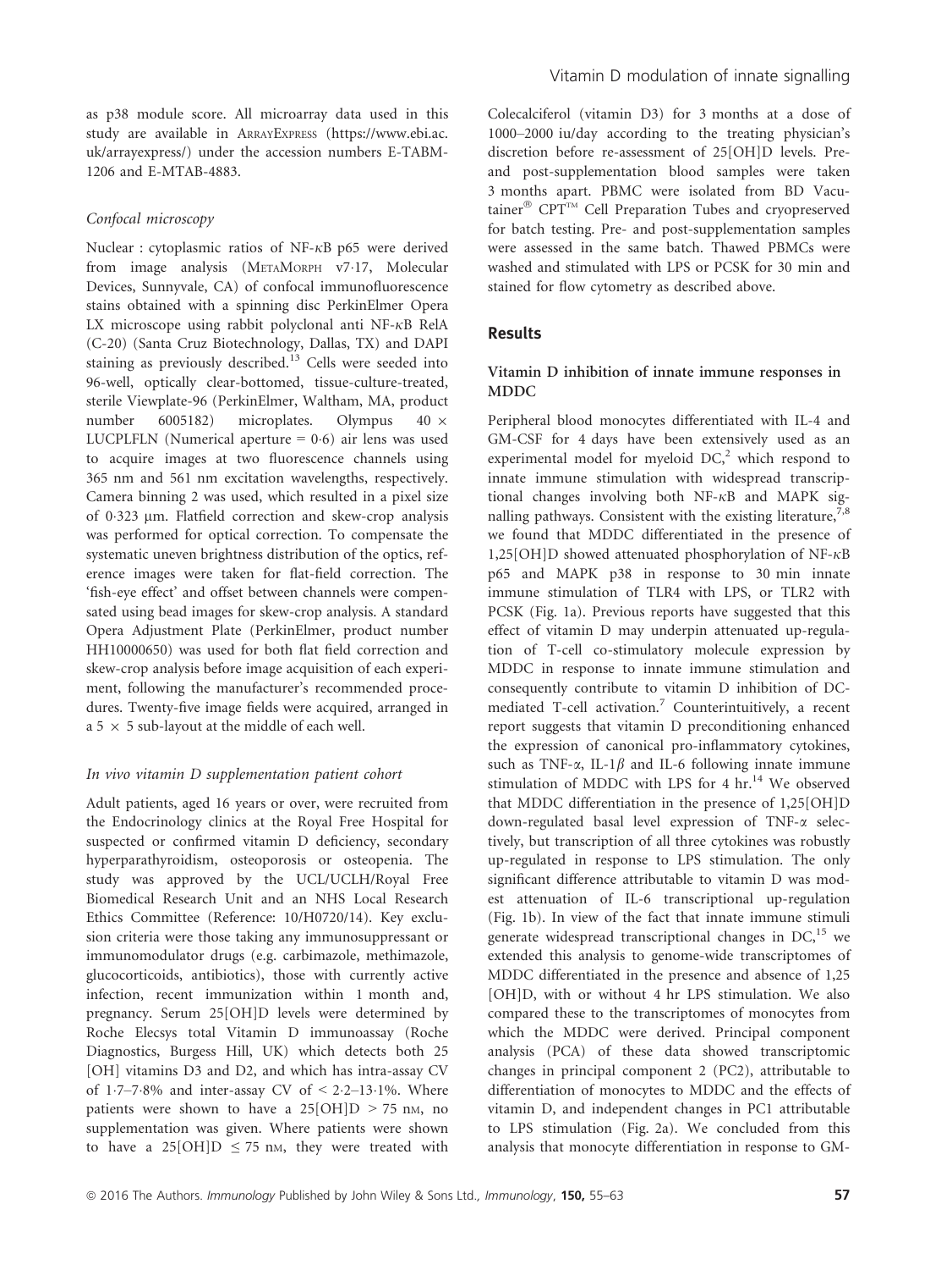as p38 module score. All microarray data used in this study are available in ArrayExpress (https://www.ebi.ac.uk/arrayexpress/) under the accession numbers E-TABM-1206 and E-MTAB-4883.

### Confocal microscopy

Nuclear : cytoplasmic ratios of NF-κB p65 were derived from image analysis (MetaMorph v7·17, Molecular Devices, Sunnyvale, CA) of confocal immunofluorescence stains obtained with a spinning disc PerkinElmer Opera LX microscope using rabbit polyclonal anti NF-κB RelA (C-20) (Santa Cruz Biotechnology, Dallas, TX) and DAPI staining as previously described.[13] Cells were seeded into 96-well, optically clear-bottomed, tissue-culture-treated, sterile Viewplate-96 (PerkinElmer, Waltham, MA, product number 6005182) microplates. Olympus 40 × LUCPLFLN (Numerical aperture = 0·6) air lens was used to acquire images at two fluorescence channels using 365 nm and 561 nm excitation wavelengths, respectively. Camera binning 2 was used, which resulted in a pixel size of 0·323 μm. Flatfield correction and skew-crop analysis was performed for optical correction. To compensate the systematic uneven brightness distribution of the optics, reference images were taken for flat-field correction. The 'fish-eye effect' and offset between channels were compensated using bead images for skew-crop analysis. A standard Opera Adjustment Plate (PerkinElmer, product number HH10000650) was used for both flat field correction and skew-crop analysis before image acquisition of each experiment, following the manufacturer's recommended procedures. Twenty-five image fields were acquired, arranged in a 5 × 5 sub-layout at the middle of each well.

### In vivo vitamin D supplementation patient cohort

Adult patients, aged 16 years or over, were recruited from the Endocrinology clinics at the Royal Free Hospital for suspected or confirmed vitamin D deficiency, secondary hyperparathyroidism, osteoporosis or osteopenia. The study was approved by the UCL/UCLH/Royal Free Biomedical Research Unit and an NHS Local Research Ethics Committee (Reference: 10/H0720/14). Key exclusion criteria were those taking any immunosuppressant or immunomodulator drugs (e.g. carbimazole, methimazole, glucocorticoids, antibiotics), those with currently active infection, recent immunization within 1 month and, pregnancy. Serum 25[OH]D levels were determined by Roche Elecsys total Vitamin D immunoassay (Roche Diagnostics, Burgess Hill, UK) which detects both 25 [OH] vitamins D3 and D2, and which has intra-assay CV of 1·7–7·8% and inter-assay CV of < 2·2–13·1%. Where patients were shown to have a 25[OH]D > 75 nM, no supplementation was given. Where patients were shown to have a 25[OH]D ≤ 75 nM, they were treated with Colecalciferol (vitamin D3) for 3 months at a dose of 1000–2000 iu/day according to the treating physician's discretion before re-assessment of 25[OH]D levels. Pre- and post-supplementation blood samples were taken 3 months apart. PBMC were isolated from BD Vacutainer® CPT™ Cell Preparation Tubes and cryopreserved for batch testing. Pre- and post-supplementation samples were assessed in the same batch. Thawed PBMCs were washed and stimulated with LPS or PCSK for 30 min and stained for flow cytometry as described above.

## Results

### Vitamin D inhibition of innate immune responses in MDDC

Peripheral blood monocytes differentiated with IL-4 and GM-CSF for 4 days have been extensively used as an experimental model for myeloid DC,[2] which respond to innate immune stimulation with widespread transcriptional changes involving both NF-κB and MAPK signalling pathways. Consistent with the existing literature,[7,8] we found that MDDC differentiated in the presence of 1,25[OH]D showed attenuated phosphorylation of NF-κB p65 and MAPK p38 in response to 30 min innate immune stimulation of TLR4 with LPS, or TLR2 with PCSK (Fig. 1a). Previous reports have suggested that this effect of vitamin D may underpin attenuated up-regulation of T-cell co-stimulatory molecule expression by MDDC in response to innate immune stimulation and consequently contribute to vitamin D inhibition of DC-mediated T-cell activation.[7] Counterintuitively, a recent report suggests that vitamin D preconditioning enhanced the expression of canonical pro-inflammatory cytokines, such as TNF-α, IL-1β and IL-6 following innate immune stimulation of MDDC with LPS for 4 hr.[14] We observed that MDDC differentiation in the presence of 1,25[OH]D down-regulated basal level expression of TNF-α selectively, but transcription of all three cytokines was robustly up-regulated in response to LPS stimulation. The only significant difference attributable to vitamin D was modest attenuation of IL-6 transcriptional up-regulation (Fig. 1b). In view of the fact that innate immune stimuli generate widespread transcriptional changes in DC,[15] we extended this analysis to genome-wide transcriptomes of MDDC differentiated in the presence and absence of 1,25 [OH]D, with or without 4 hr LPS stimulation. We also compared these to the transcriptomes of monocytes from which the MDDC were derived. Principal component analysis (PCA) of these data showed transcriptomic changes in principal component 2 (PC2), attributable to differentiation of monocytes to MDDC and the effects of vitamin D, and independent changes in PC1 attributable to LPS stimulation (Fig. 2a). We concluded from this analysis that monocyte differentiation in response to GM-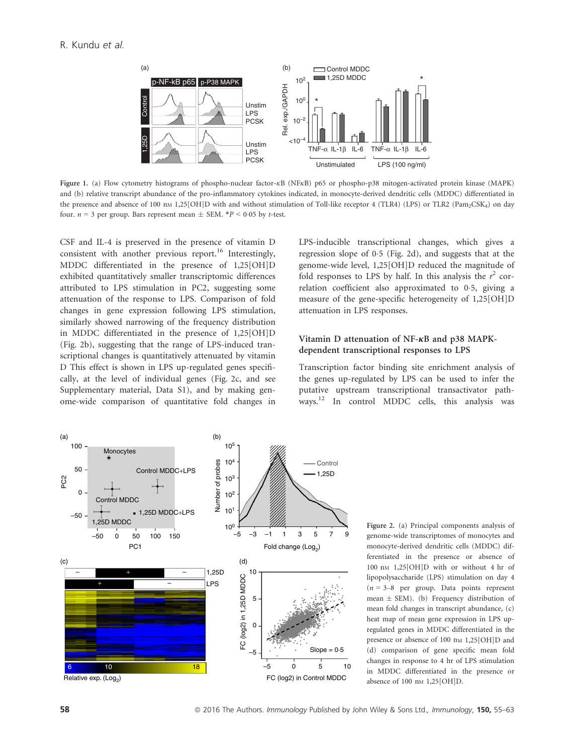Figure 1. (a) Flow cytometry histograms of phospho-nuclear factor-κB (NFκB) p65 or phospho-p38 mitogen-activated protein kinase (MAPK) and (b) relative transcript abundance of the pro-inflammatory cytokines indicated, in monocyte-derived dendritic cells (MDDC) differentiated in the presence and absence of 100 nM 1,25[OH]D with and without stimulation of Toll-like receptor 4 (TLR4) (LPS) or TLR2 ($Pam_2CSK_4$) on day four. $n = 3$ per group. Bars represent mean ± SEM. $^*P < 0{\cdot}05$ by $t$-test.

CSF and IL-4 is preserved in the presence of vitamin D consistent with another previous report.[16] Interestingly, MDDC differentiated in the presence of 1,25[OH]D exhibited quantitatively smaller transcriptomic differences attributed to LPS stimulation in PC2, suggesting some attenuation of the response to LPS. Comparison of fold changes in gene expression following LPS stimulation, similarly showed narrowing of the frequency distribution in MDDC differentiated in the presence of 1,25[OH]D (Fig. 2b), suggesting that the range of LPS-induced transcriptional changes is quantitatively attenuated by vitamin D This effect is shown in LPS up-regulated genes specifically, at the level of individual genes (Fig. 2c, and see Supplementary material, Data S1), and by making genome-wide comparison of quantitative fold changes in LPS-inducible transcriptional changes, which gives a regression slope of 0·5 (Fig. 2d), and suggests that at the genome-wide level, 1,25[OH]D reduced the magnitude of fold responses to LPS by half. In this analysis the $r^2$ correlation coefficient also approximated to 0·5, giving a measure of the gene-specific heterogeneity of 1,25[OH]D attenuation in LPS responses.

## Vitamin D attenuation of NF-κB and p38 MAPK-dependent transcriptional responses to LPS

Transcription factor binding site enrichment analysis of the genes up-regulated by LPS can be used to infer the putative upstream transcriptional transactivator pathways.[12] In control MDDC cells, this analysis was

Figure 2. (a) Principal components analysis of genome-wide transcriptomes of monocytes and monocyte-derived dendritic cells (MDDC) differentiated in the presence or absence of 100 nM 1,25[OH]D with or without 4 hr of lipopolysaccharide (LPS) stimulation on day 4 ($n = 3$–8 per group. Data points represent mean ± SEM). (b) Frequency distribution of mean fold changes in transcript abundance, (c) heat map of mean gene expression in LPS up-regulated genes in MDDC differentiated in the presence or absence of 100 nM 1,25[OH]D and (d) comparison of gene specific mean fold changes in response to 4 hr of LPS stimulation in MDDC differentiated in the presence or absence of 100 nM 1,25[OH]D.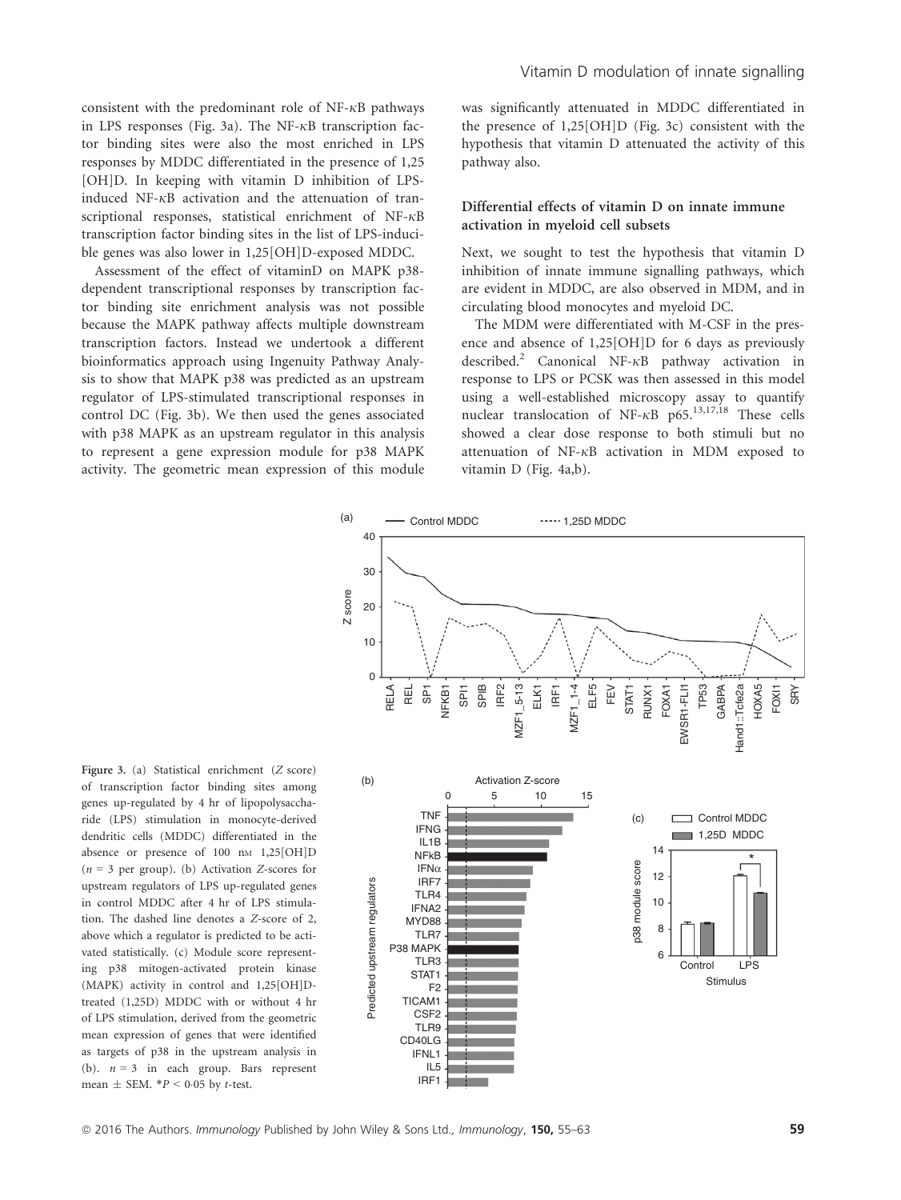consistent with the predominant role of NF-κB pathways in LPS responses (Fig. 3a). The NF-κB transcription factor binding sites were also the most enriched in LPS responses by MDDC differentiated in the presence of 1,25[OH]D. In keeping with vitamin D inhibition of LPS-induced NF-κB activation and the attenuation of transcriptional responses, statistical enrichment of NF-κB transcription factor binding sites in the list of LPS-inducible genes was also lower in 1,25[OH]D-exposed MDDC.

Assessment of the effect of vitaminD on MAPK p38-dependent transcriptional responses by transcription factor binding site enrichment analysis was not possible because the MAPK pathway affects multiple downstream transcription factors. Instead we undertook a different bioinformatics approach using Ingenuity Pathway Analysis to show that MAPK p38 was predicted as an upstream regulator of LPS-stimulated transcriptional responses in control DC (Fig. 3b). We then used the genes associated with p38 MAPK as an upstream regulator in this analysis to represent a gene expression module for p38 MAPK activity. The geometric mean expression of this module was significantly attenuated in MDDC differentiated in the presence of 1,25[OH]D (Fig. 3c) consistent with the hypothesis that vitamin D attenuated the activity of this pathway also.

### Differential effects of vitamin D on innate immune activation in myeloid cell subsets

Next, we sought to test the hypothesis that vitamin D inhibition of innate immune signalling pathways, which are evident in MDDC, are also observed in MDM, and in circulating blood monocytes and myeloid DC.

The MDM were differentiated with M-CSF in the presence and absence of 1,25[OH]D for 6 days as previously described.[2] Canonical NF-κB pathway activation in response to LPS or PCSK was then assessed in this model using a well-established microscopy assay to quantify nuclear translocation of NF-κB p65.[13,17,18] These cells showed a clear dose response to both stimuli but no attenuation of NF-κB activation in MDM exposed to vitamin D (Fig. 4a,b).

**Figure 3.** (a) Statistical enrichment (*Z* score) of transcription factor binding sites among genes up-regulated by 4 hr of lipopolysaccharide (LPS) stimulation in monocyte-derived dendritic cells (MDDC) differentiated in the absence or presence of 100 nM 1,25[OH]D ($n = 3$ per group). (b) Activation *Z*-scores for upstream regulators of LPS up-regulated genes in control MDDC after 4 hr of LPS stimulation. The dashed line denotes a *Z*-score of 2, above which a regulator is predicted to be activated statistically. (c) Module score representing p38 mitogen-activated protein kinase (MAPK) activity in control and 1,25[OH]D-treated (1,25D) MDDC with or without 4 hr of LPS stimulation, derived from the geometric mean expression of genes that were identified as targets of p38 in the upstream analysis in (b). $n = 3$ in each group. Bars represent mean ± SEM. \*$P < 0{\cdot}05$ by *t*-test.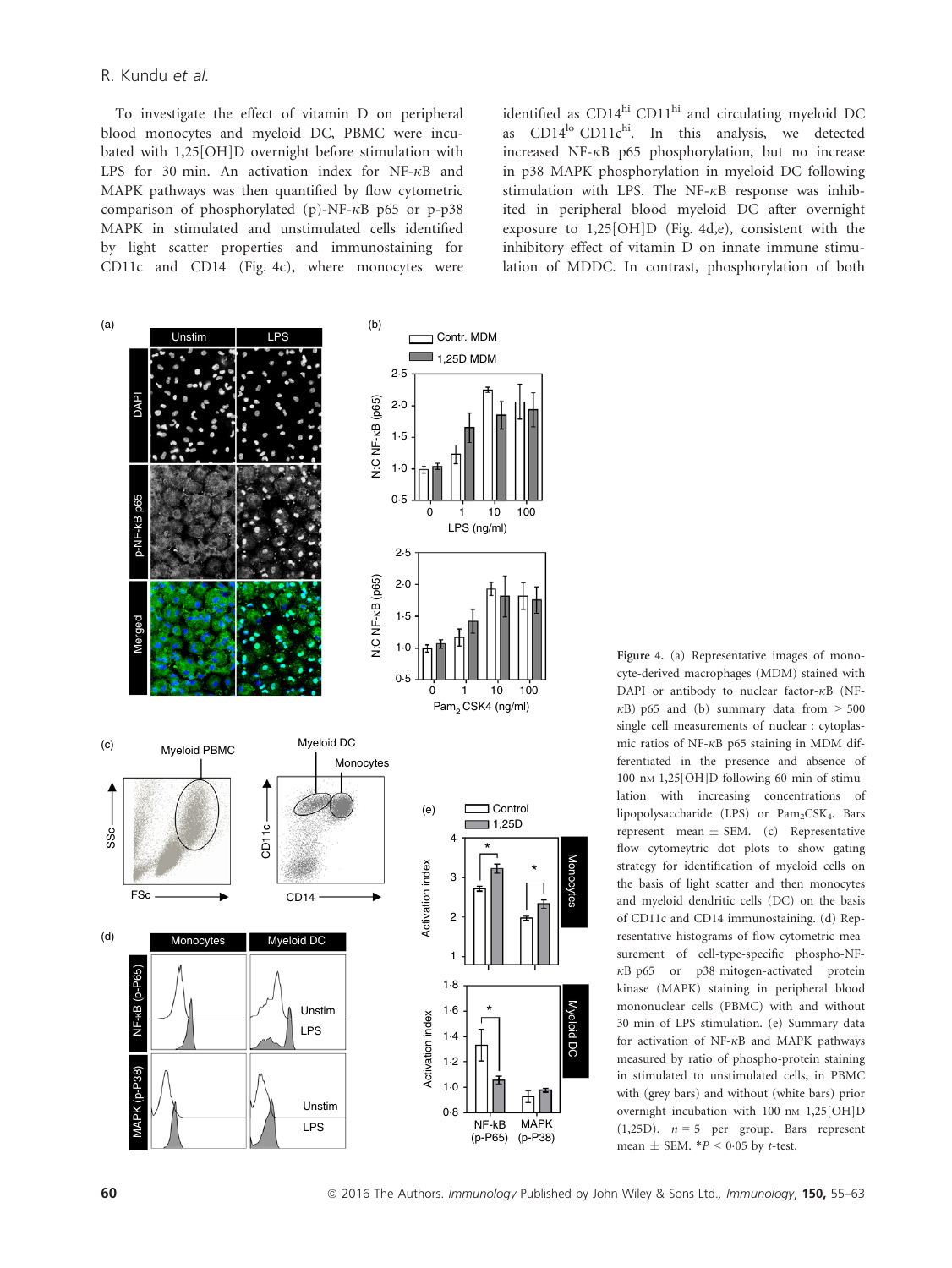To investigate the effect of vitamin D on peripheral blood monocytes and myeloid DC, PBMC were incubated with 1,25[OH]D overnight before stimulation with LPS for 30 min. An activation index for NF-κB and MAPK pathways was then quantified by flow cytometric comparison of phosphorylated (p)-NF-κB p65 or p-p38 MAPK in stimulated and unstimulated cells identified by light scatter properties and immunostaining for CD11c and CD14 (Fig. 4c), where monocytes were identified as CD14[hi] CD11[hi] and circulating myeloid DC as CD14[lo] CD11c[hi]. In this analysis, we detected increased NF-κB p65 phosphorylation, but no increase in p38 MAPK phosphorylation in myeloid DC following stimulation with LPS. The NF-κB response was inhibited in peripheral blood myeloid DC after overnight exposure to 1,25[OH]D (Fig. 4d,e), consistent with the inhibitory effect of vitamin D on innate immune stimulation of MDDC. In contrast, phosphorylation of both

Figure 4. (a) Representative images of monocyte-derived macrophages (MDM) stained with DAPI or antibody to nuclear factor-κB (NF-κB) p65 and (b) summary data from > 500 single cell measurements of nuclear : cytoplasmic ratios of NF-κB p65 staining in MDM differentiated in the presence and absence of 100 nM 1,25[OH]D following 60 min of stimulation with increasing concentrations of lipopolysaccharide (LPS) or $Pam_2CSK_4$. Bars represent mean ± SEM. (c) Representative flow cytometric dot plots to show gating strategy for identification of myeloid cells on the basis of light scatter and then monocytes and myeloid dendritic cells (DC) on the basis of CD11c and CD14 immunostaining. (d) Representative histograms of flow cytometric measurement of cell-type-specific phospho-NF-κB p65 or p38 mitogen-activated protein kinase (MAPK) staining in peripheral blood mononuclear cells (PBMC) with and without 30 min of LPS stimulation. (e) Summary data for activation of NF-κB and MAPK pathways measured by ratio of phospho-protein staining in stimulated to unstimulated cells, in PBMC with (grey bars) and without (white bars) prior overnight incubation with 100 nM 1,25[OH]D (1,25D). $n = 5$ per group. Bars represent mean ± SEM. *$P < 0.05$ by $t$-test.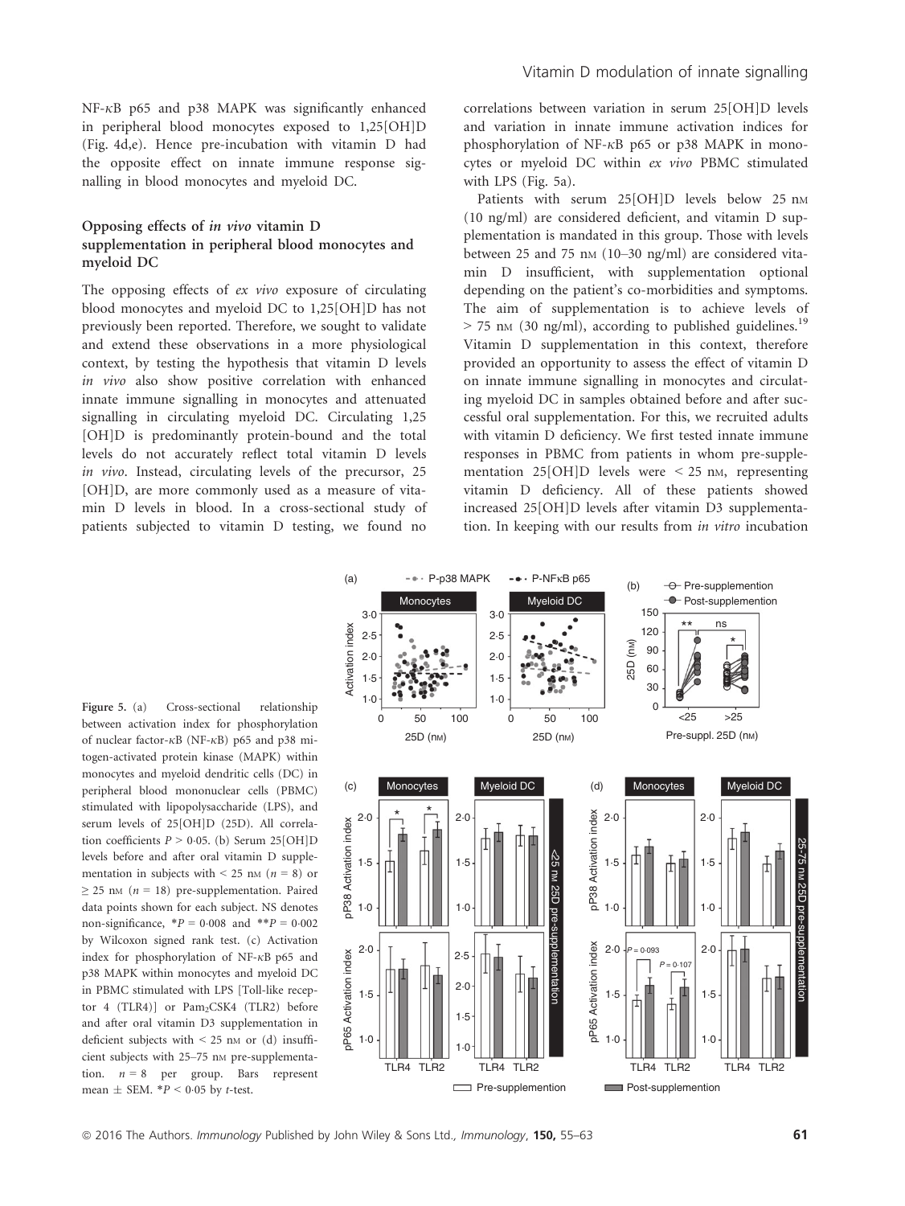NF-κB p65 and p38 MAPK was significantly enhanced in peripheral blood monocytes exposed to 1,25[OH]D (Fig. 4d,e). Hence pre-incubation with vitamin D had the opposite effect on innate immune response signalling in blood monocytes and myeloid DC.

### Opposing effects of *in vivo* vitamin D supplementation in peripheral blood monocytes and myeloid DC

The opposing effects of *ex vivo* exposure of circulating blood monocytes and myeloid DC to 1,25[OH]D has not previously been reported. Therefore, we sought to validate and extend these observations in a more physiological context, by testing the hypothesis that vitamin D levels *in vivo* also show positive correlation with enhanced innate immune signalling in monocytes and attenuated signalling in circulating myeloid DC. Circulating 1,25 [OH]D is predominantly protein-bound and the total levels do not accurately reflect total vitamin D levels *in vivo*. Instead, circulating levels of the precursor, 25 [OH]D, are more commonly used as a measure of vitamin D levels in blood. In a cross-sectional study of patients subjected to vitamin D testing, we found no correlations between variation in serum 25[OH]D levels and variation in innate immune activation indices for phosphorylation of NF-κB p65 or p38 MAPK in monocytes or myeloid DC within *ex vivo* PBMC stimulated with LPS (Fig. 5a).

Patients with serum 25[OH]D levels below 25 nM (10 ng/ml) are considered deficient, and vitamin D supplementation is mandated in this group. Those with levels between 25 and 75 nM (10–30 ng/ml) are considered vitamin D insufficient, with supplementation optional depending on the patient's co-morbidities and symptoms. The aim of supplementation is to achieve levels of > 75 nM (30 ng/ml), according to published guidelines.[19] Vitamin D supplementation in this context, therefore provided an opportunity to assess the effect of vitamin D on innate immune signalling in monocytes and circulating myeloid DC in samples obtained before and after successful oral supplementation. For this, we recruited adults with vitamin D deficiency. We first tested innate immune responses in PBMC from patients in whom pre-supplementation 25[OH]D levels were < 25 nM, representing vitamin D deficiency. All of these patients showed increased 25[OH]D levels after vitamin D3 supplementation. In keeping with our results from *in vitro* incubation

Figure 5. (a) Cross-sectional relationship between activation index for phosphorylation of nuclear factor-κB (NF-κB) p65 and p38 mitogen-activated protein kinase (MAPK) within monocytes and myeloid dendritic cells (DC) in peripheral blood mononuclear cells (PBMC) stimulated with lipopolysaccharide (LPS), and serum levels of 25[OH]D (25D). All correlation coefficients $P > 0{\cdot}05$. (b) Serum 25[OH]D levels before and after oral vitamin D supplementation in subjects with < 25 nM ($n = 8$) or ≥ 25 nM ($n = 18$) pre-supplementation. Paired data points shown for each subject. NS denotes non-significance, $^*P = 0{\cdot}008$ and $^{**}P = 0{\cdot}002$ by Wilcoxon signed rank test. (c) Activation index for phosphorylation of NF-κB p65 and p38 MAPK within monocytes and myeloid DC in PBMC stimulated with LPS [Toll-like receptor 4 (TLR4)] or $Pam_2CSK4$ (TLR2) before and after oral vitamin D3 supplementation in deficient subjects with < 25 nM or (d) insufficient subjects with 25–75 nM pre-supplementation. $n = 8$ per group. Bars represent mean ± SEM. $^*P < 0{\cdot}05$ by *t*-test.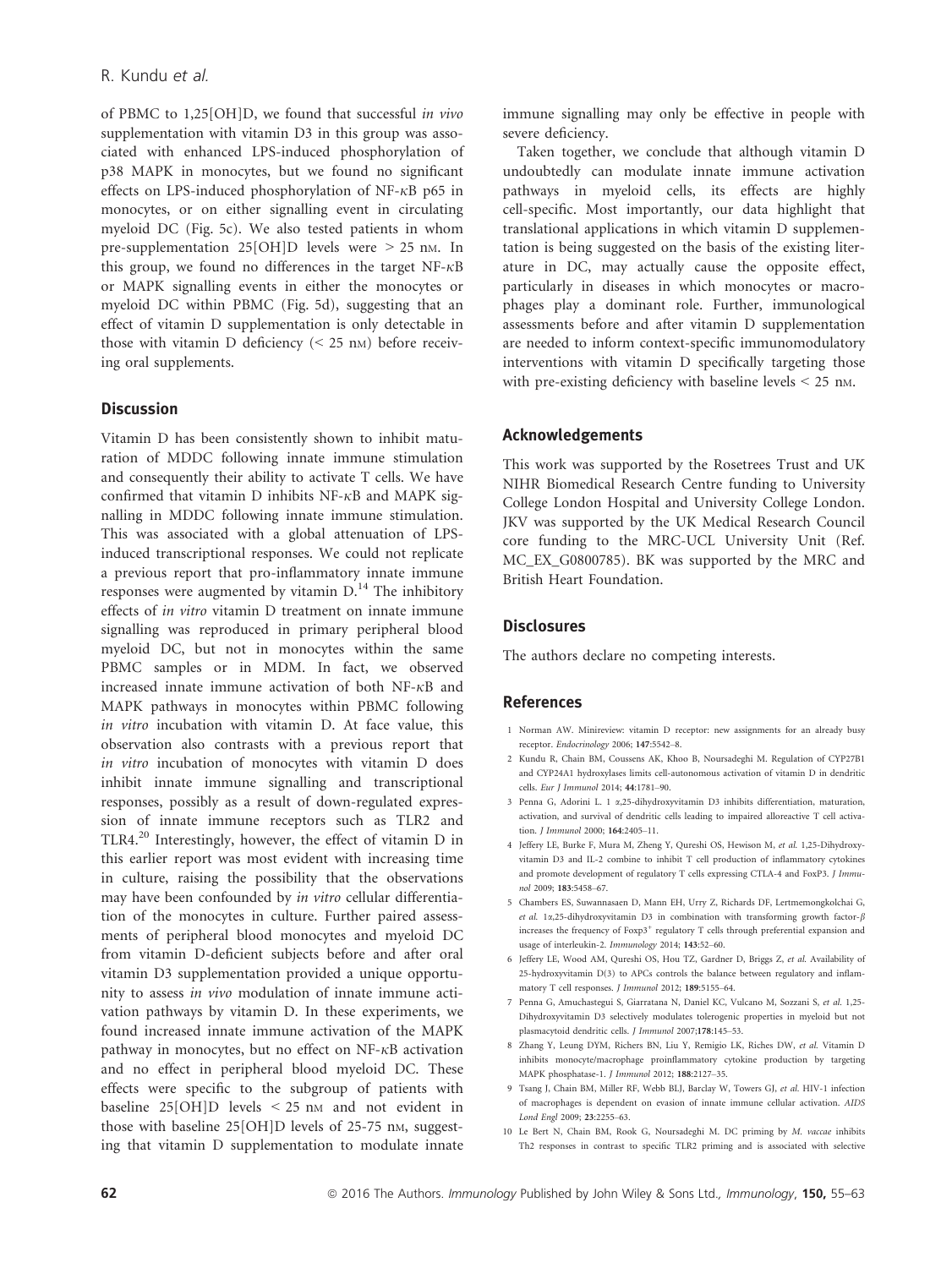of PBMC to 1,25[OH]D, we found that successful *in vivo* supplementation with vitamin D3 in this group was associated with enhanced LPS-induced phosphorylation of p38 MAPK in monocytes, but we found no significant effects on LPS-induced phosphorylation of NF-κB p65 in monocytes, or on either signalling event in circulating myeloid DC (Fig. 5c). We also tested patients in whom pre-supplementation 25[OH]D levels were > 25 nM. In this group, we found no differences in the target NF-κB or MAPK signalling events in either the monocytes or myeloid DC within PBMC (Fig. 5d), suggesting that an effect of vitamin D supplementation is only detectable in those with vitamin D deficiency (< 25 nM) before receiving oral supplements.

## Discussion

Vitamin D has been consistently shown to inhibit maturation of MDDC following innate immune stimulation and consequently their ability to activate T cells. We have confirmed that vitamin D inhibits NF-κB and MAPK signalling in MDDC following innate immune stimulation. This was associated with a global attenuation of LPS-induced transcriptional responses. We could not replicate a previous report that pro-inflammatory innate immune responses were augmented by vitamin D.[14] The inhibitory effects of *in vitro* vitamin D treatment on innate immune signalling was reproduced in primary peripheral blood myeloid DC, but not in monocytes within the same PBMC samples or in MDM. In fact, we observed increased innate immune activation of both NF-κB and MAPK pathways in monocytes within PBMC following *in vitro* incubation with vitamin D. At face value, this observation also contrasts with a previous report that *in vitro* incubation of monocytes with vitamin D does inhibit innate immune signalling and transcriptional responses, possibly as a result of down-regulated expression of innate immune receptors such as TLR2 and TLR4.[20] Interestingly, however, the effect of vitamin D in this earlier report was most evident with increasing time in culture, raising the possibility that the observations may have been confounded by *in vitro* cellular differentiation of the monocytes in culture. Further paired assessments of peripheral blood monocytes and myeloid DC from vitamin D-deficient subjects before and after oral vitamin D3 supplementation provided a unique opportunity to assess *in vivo* modulation of innate immune activation pathways by vitamin D. In these experiments, we found increased innate immune activation of the MAPK pathway in monocytes, but no effect on NF-κB activation and no effect in peripheral blood myeloid DC. These effects were specific to the subgroup of patients with baseline 25[OH]D levels < 25 nM and not evident in those with baseline 25[OH]D levels of 25-75 nM, suggesting that vitamin D supplementation to modulate innate immune signalling may only be effective in people with severe deficiency.

Taken together, we conclude that although vitamin D undoubtedly can modulate innate immune activation pathways in myeloid cells, its effects are highly cell-specific. Most importantly, our data highlight that translational applications in which vitamin D supplementation is being suggested on the basis of the existing literature in DC, may actually cause the opposite effect, particularly in diseases in which monocytes or macrophages play a dominant role. Further, immunological assessments before and after vitamin D supplementation are needed to inform context-specific immunomodulatory interventions with vitamin D specifically targeting those with pre-existing deficiency with baseline levels < 25 nM.

## Acknowledgements

This work was supported by the Rosetrees Trust and UK NIHR Biomedical Research Centre funding to University College London Hospital and University College London. JKV was supported by the UK Medical Research Council core funding to the MRC-UCL University Unit (Ref. MC_EX_G0800785). BK was supported by the MRC and British Heart Foundation.

## Disclosures

The authors declare no competing interests.

## References

1 Norman AW. Minireview: vitamin D receptor: new assignments for an already busy receptor. *Endocrinology* 2006; **147**:5542–8.

2 Kundu R, Chain BM, Coussens AK, Khoo B, Noursadeghi M. Regulation of CYP27B1 and CYP24A1 hydroxylases limits cell-autonomous activation of vitamin D in dendritic cells. *Eur J Immunol* 2014; **44**:1781–90.

3 Penna G, Adorini L. 1 α,25-dihydroxyvitamin D3 inhibits differentiation, maturation, activation, and survival of dendritic cells leading to impaired alloreactive T cell activation. *J Immunol* 2000; **164**:2405–11.

4 Jeffery LE, Burke F, Mura M, Zheng Y, Qureshi OS, Hewison M, *et al.* 1,25-Dihydroxyvitamin D3 and IL-2 combine to inhibit T cell production of inflammatory cytokines and promote development of regulatory T cells expressing CTLA-4 and FoxP3. *J Immunol* 2009; **183**:5458–67.

5 Chambers ES, Suwannasaen D, Mann EH, Urry Z, Richards DF, Lertmemongkolchai G, *et al.* 1α,25-dihydroxyvitamin D3 in combination with transforming growth factor-β increases the frequency of Foxp3+ regulatory T cells through preferential expansion and usage of interleukin-2. *Immunology* 2014; **143**:52–60.

6 Jeffery LE, Wood AM, Qureshi OS, Hou TZ, Gardner D, Briggs Z, *et al.* Availability of 25-hydroxyvitamin D(3) to APCs controls the balance between regulatory and inflammatory T cell responses. *J Immunol* 2012; **189**:5155–64.

7 Penna G, Amuchastegui S, Giarratana N, Daniel KC, Vulcano M, Sozzani S, *et al.* 1,25-Dihydroxyvitamin D3 selectively modulates tolerogenic properties in myeloid but not plasmacytoid dendritic cells. *J Immunol* 2007;**178**:145–53.

8 Zhang Y, Leung DYM, Richers BN, Liu Y, Remigio LK, Riches DW, *et al.* Vitamin D inhibits monocyte/macrophage proinflammatory cytokine production by targeting MAPK phosphatase-1. *J Immunol* 2012; **188**:2127–35.

9 Tsang J, Chain BM, Miller RF, Webb BLJ, Barclay W, Towers GJ, *et al.* HIV-1 infection of macrophages is dependent on evasion of innate immune cellular activation. *AIDS Lond Engl* 2009; **23**:2255–63.

10 Le Bert N, Chain BM, Rook G, Noursadeghi M. DC priming by *M. vaccae* inhibits Th2 responses in contrast to specific TLR2 priming and is associated with selective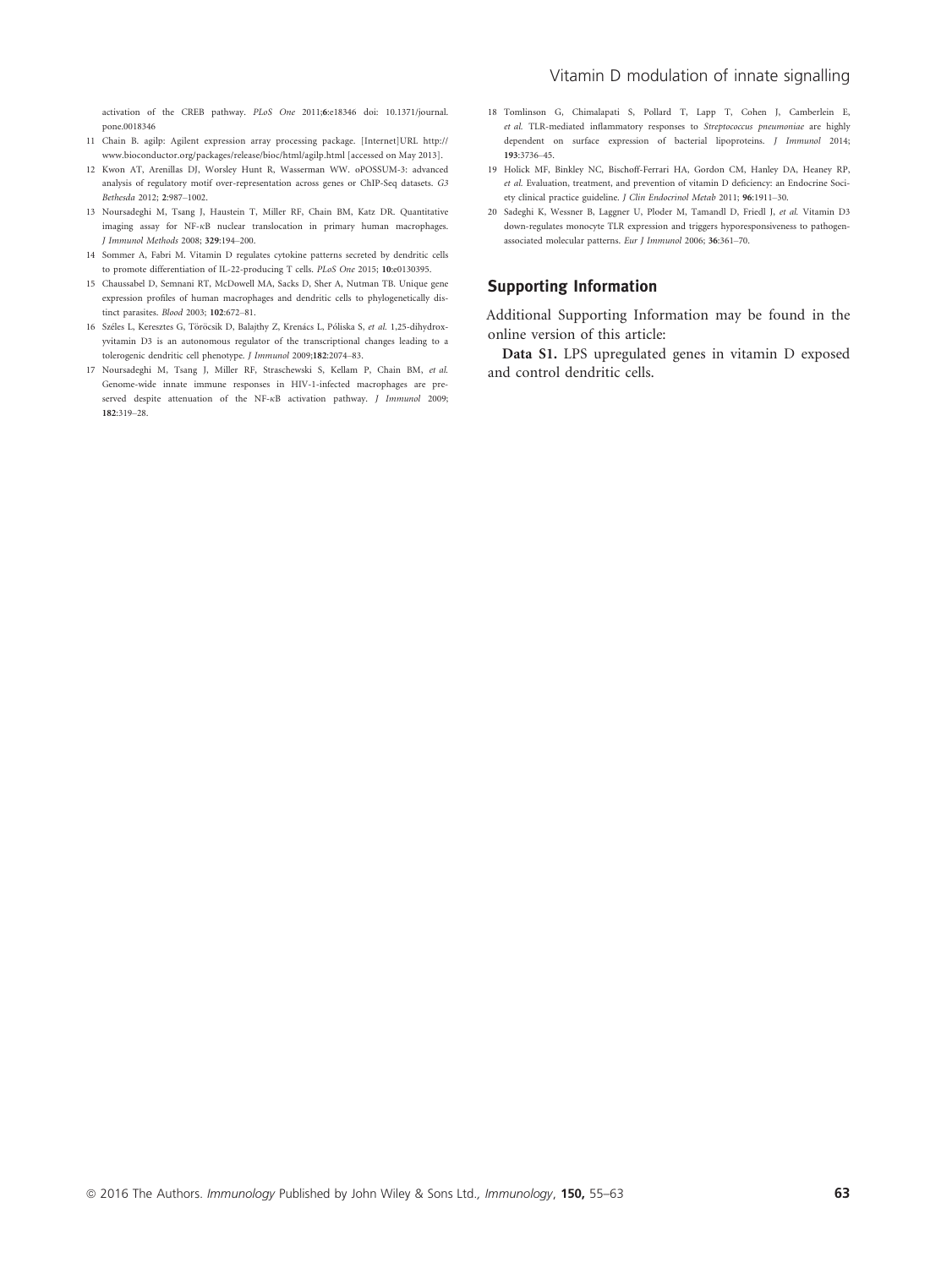activation of the CREB pathway. *PLoS One* 2011;**6**:e18346 doi: 10.1371/journal.pone.0018346

11 Chain B. agilp: Agilent expression array processing package. [Internet]URL http://www.bioconductor.org/packages/release/bioc/html/agilp.html [accessed on May 2013].

12 Kwon AT, Arenillas DJ, Worsley Hunt R, Wasserman WW. oPOSSUM-3: advanced analysis of regulatory motif over-representation across genes or ChIP-Seq datasets. *G3 Bethesda* 2012; **2**:987–1002.

13 Noursadeghi M, Tsang J, Haustein T, Miller RF, Chain BM, Katz DR. Quantitative imaging assay for NF-κB nuclear translocation in primary human macrophages. *J Immunol Methods* 2008; **329**:194–200.

14 Sommer A, Fabri M. Vitamin D regulates cytokine patterns secreted by dendritic cells to promote differentiation of IL-22-producing T cells. *PLoS One* 2015; **10**:e0130395.

15 Chaussabel D, Semnani RT, McDowell MA, Sacks D, Sher A, Nutman TB. Unique gene expression profiles of human macrophages and dendritic cells to phylogenetically distinct parasites. *Blood* 2003; **102**:672–81.

16 Széles L, Keresztes G, Töröcsik D, Balajthy Z, Krenács L, Póliska S, *et al.* 1,25-dihydroxyvitamin D3 is an autonomous regulator of the transcriptional changes leading to a tolerogenic dendritic cell phenotype. *J Immunol* 2009;**182**:2074–83.

17 Noursadeghi M, Tsang J, Miller RF, Straschewski S, Kellam P, Chain BM, *et al.* Genome-wide innate immune responses in HIV-1-infected macrophages are preserved despite attenuation of the NF-κB activation pathway. *J Immunol* 2009; **182**:319–28.

18 Tomlinson G, Chimalapati S, Pollard T, Lapp T, Cohen J, Camberlein E, *et al.* TLR-mediated inflammatory responses to *Streptococcus pneumoniae* are highly dependent on surface expression of bacterial lipoproteins. *J Immunol* 2014; **193**:3736–45.

19 Holick MF, Binkley NC, Bischoff-Ferrari HA, Gordon CM, Hanley DA, Heaney RP, *et al.* Evaluation, treatment, and prevention of vitamin D deficiency: an Endocrine Society clinical practice guideline. *J Clin Endocrinol Metab* 2011; **96**:1911–30.

20 Sadeghi K, Wessner B, Laggner U, Ploder M, Tamandl D, Friedl J, *et al.* Vitamin D3 down-regulates monocyte TLR expression and triggers hyporesponsiveness to pathogen-associated molecular patterns. *Eur J Immunol* 2006; **36**:361–70.

## Supporting Information

Additional Supporting Information may be found in the online version of this article:

**Data S1.** LPS upregulated genes in vitamin D exposed and control dendritic cells.